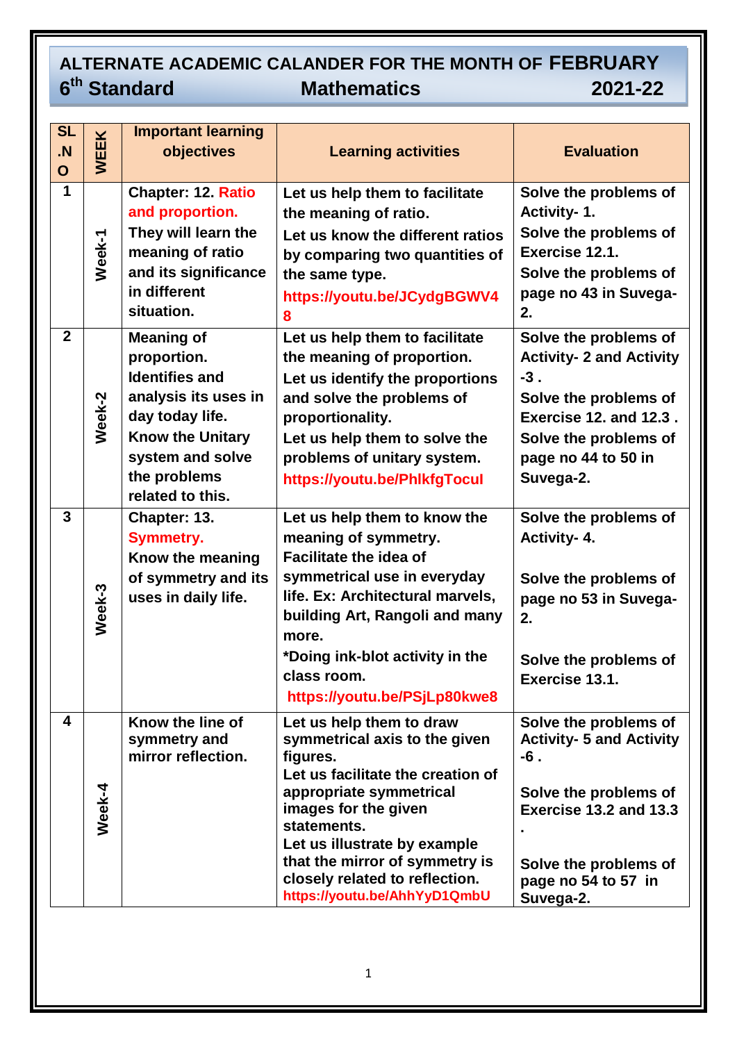# ALTERNATE ACADEMIC CALANDER FOR THE MONTH OF FEBRUARY

## 6th Standard Mathematics 2021-22

| SL .NO | WEEK | Important learning objectives | Learning activities | Evaluation |
|---|---|---|---|---|
| 1 | Week-1 | Chapter: 12. Ratio and proportion. They will learn the meaning of ratio and its significance in different situation. | Let us help them to facilitate the meaning of ratio. Let us know the different ratios by comparing two quantities of the same type. https://youtu.be/JCydgBGWV48 | Solve the problems of Activity- 1. Solve the problems of Exercise 12.1. Solve the problems of page no 43 in Suvega-2. |
| 2 | Week-2 | Meaning of proportion. Identifies and analysis its uses in day today life. Know the Unitary system and solve the problems related to this. | Let us help them to facilitate the meaning of proportion. Let us identify the proportions and solve the problems of proportionality. Let us help them to solve the problems of unitary system. https://youtu.be/PhlkfgTocuI | Solve the problems of Activity- 2 and Activity -3 . Solve the problems of Exercise 12. and 12.3 . Solve the problems of page no 44 to 50 in Suvega-2. |
| 3 | Week-3 | Chapter: 13. Symmetry. Know the meaning of symmetry and its uses in daily life. | Let us help them to know the meaning of symmetry. Facilitate the idea of symmetrical use in everyday life. Ex: Architectural marvels, building Art, Rangoli and many more. *Doing ink-blot activity in the class room. https://youtu.be/PSjLp80kwe8 | Solve the problems of Activity- 4. Solve the problems of page no 53 in Suvega-2. Solve the problems of Exercise 13.1. |
| 4 | Week-4 | Know the line of symmetry and mirror reflection. | Let us help them to draw symmetrical axis to the given figures. Let us facilitate the creation of appropriate symmetrical images for the given statements. Let us illustrate by example that the mirror of symmetry is closely related to reflection. https://youtu.be/AhhYyD1QmbU | Solve the problems of Activity- 5 and Activity -6 . Solve the problems of Exercise 13.2 and 13.3 . Solve the problems of page no 54 to 57 in Suvega-2. |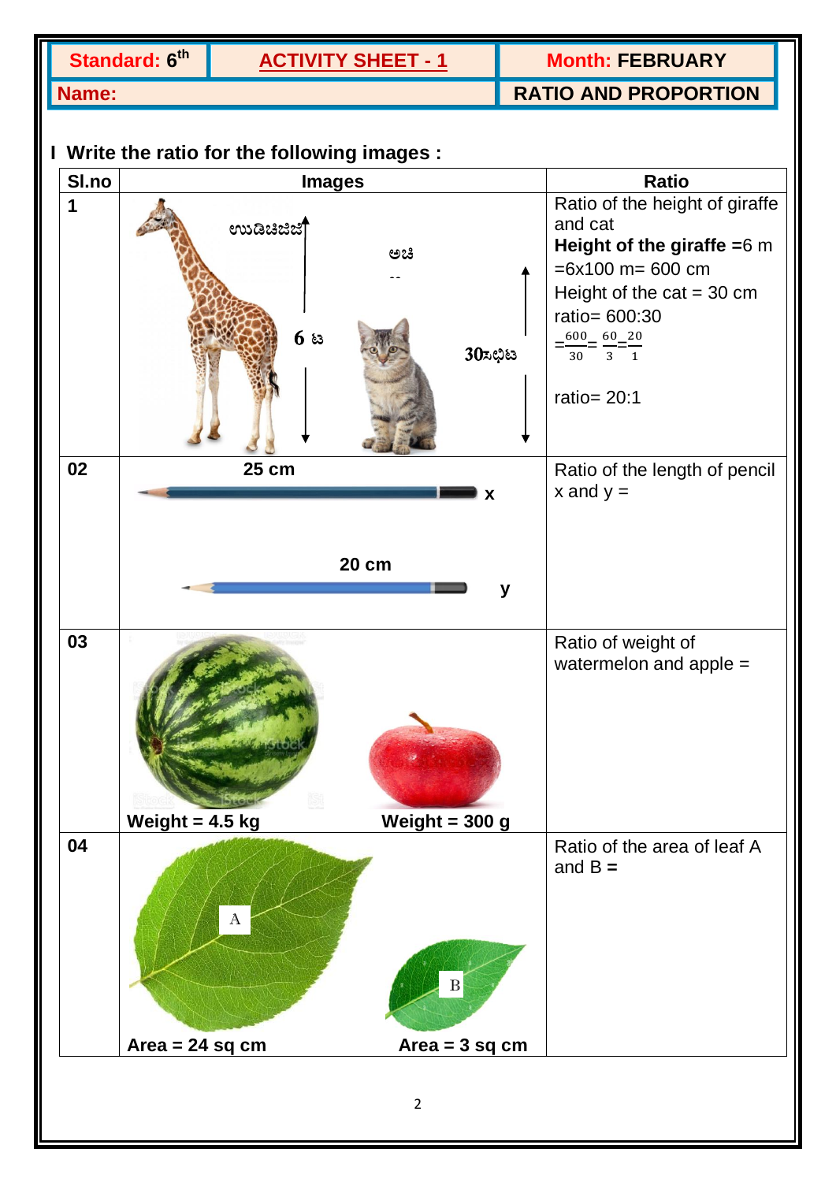| Standard: 6th | ACTIVITY SHEET - 1 | Month: FEBRUARY |
|---|---|---|
| Name: | | RATIO AND PROPORTION |

## I Write the ratio for the following images :

| Sl.no | Images | Ratio |
|---|---|---|
| 1 | ಉದ್ದ 6 ಮೀ ; ಅದು 30ಸೆಂಮೀ | Ratio of the height of giraffe and cat<br>**Height of the giraffe =**6 m<br>=6x100 m= 600 cm<br>Height of the cat = 30 cm<br>ratio= 600:30<br>$=\frac{600}{30}=\frac{60}{3}=\frac{20}{1}$<br>ratio= 20:1 |
| 02 | **25 cm** **x**<br>**20 cm** **y** | Ratio of the length of pencil x and y = |
| 03 | **Weight = 4.5 kg** **Weight = 300 g** | Ratio of weight of watermelon and apple = |
| 04 | A B<br>**Area = 24 sq cm** **Area = 3 sq cm** | Ratio of the area of leaf A and B **=** |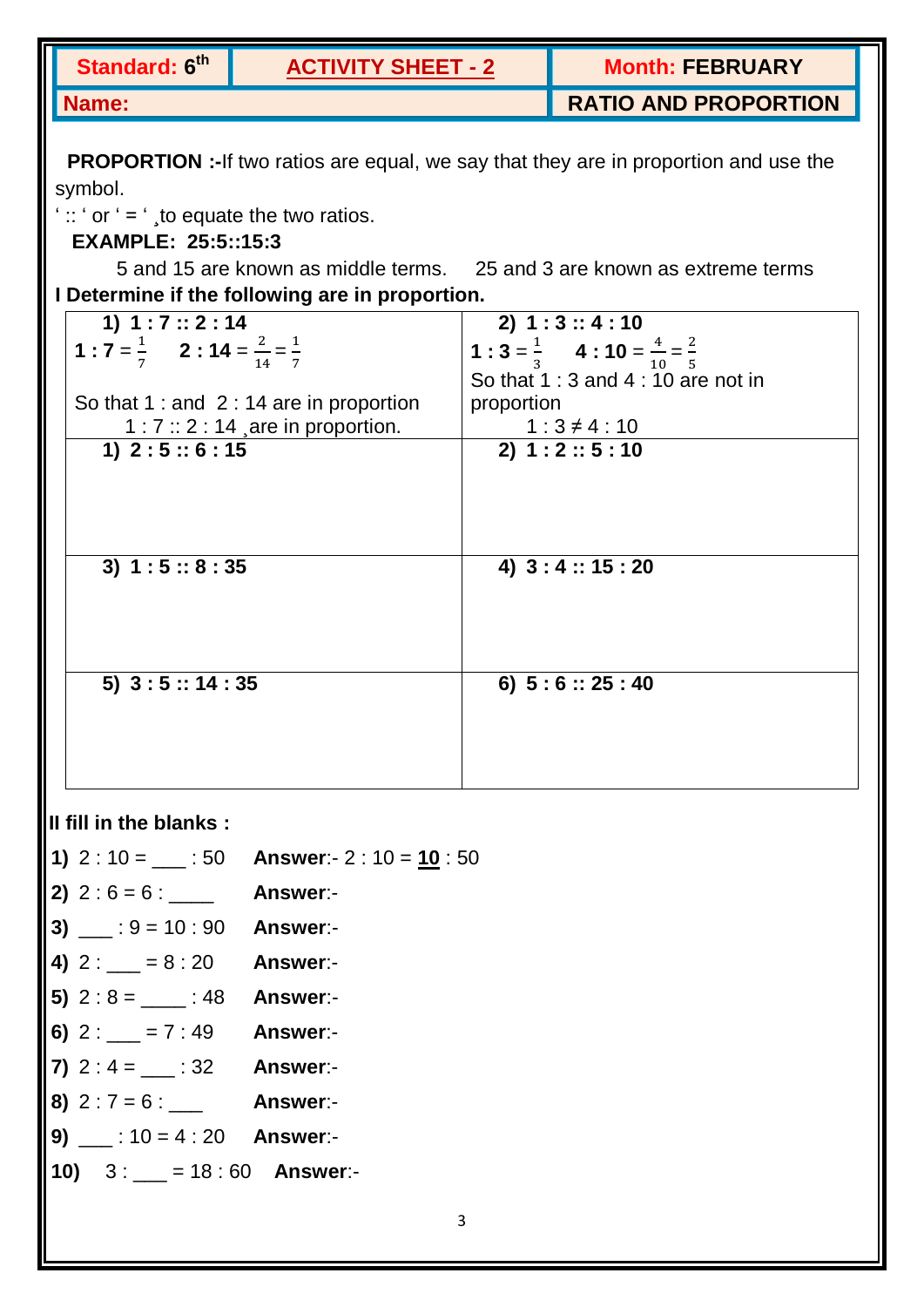| Standard: $6^{th}$ | ACTIVITY SHEET - 2 | Month: FEBRUARY |
|---|---|---|
| Name: | | RATIO AND PROPORTION |

**PROPORTION :-**If two ratios are equal, we say that they are in proportion and use the symbol.
' :: ' or ' = ' ¸to equate the two ratios.

**EXAMPLE: 25:5::15:3**

5 and 15 are known as middle terms. 25 and 3 are known as extreme terms

**I Determine if the following are in proportion.**

| **1) 1 : 7 :: 2 : 14**<br>**1 : 7** = $\frac{1}{7}$ **2 : 14** = $\frac{2}{14} = \frac{1}{7}$<br>So that 1 : and 2 : 14 are in proportion<br>1 : 7 :: 2 : 14 ¸are in proportion. | **2) 1 : 3 :: 4 : 10**<br>**1 : 3** = $\frac{1}{3}$ **4 : 10** = $\frac{4}{10} = \frac{2}{5}$<br>So that 1 : 3 and 4 : 10 are not in proportion<br>1 : 3 ≠ 4 : 10 |
|---|---|
| **1) 2 : 5 :: 6 : 15** | **2) 1 : 2 :: 5 : 10** |
| **3) 1 : 5 :: 8 : 35** | **4) 3 : 4 :: 15 : 20** |
| **5) 3 : 5 :: 14 : 35** | **6) 5 : 6 :: 25 : 40** |

**II fill in the blanks :**

**1)** 2 : 10 = ___ : 50 **Answer**:- 2 : 10 = **10** : 50

**2)** 2 : 6 = 6 : ____ **Answer**:-

**3)** ___ : 9 = 10 : 90 **Answer**:-

**4)** 2 : ___ = 8 : 20 **Answer**:-

**5)** 2 : 8 = ____ : 48 **Answer**:-

**6)** 2 : ___ = 7 : 49 **Answer**:-

**7)** 2 : 4 = ___ : 32 **Answer**:-

**8)** 2 : 7 = 6 : ___ **Answer**:-

**9)** ___ : 10 = 4 : 20 **Answer**:-

**10)** 3 : ___ = 18 : 60 **Answer**:-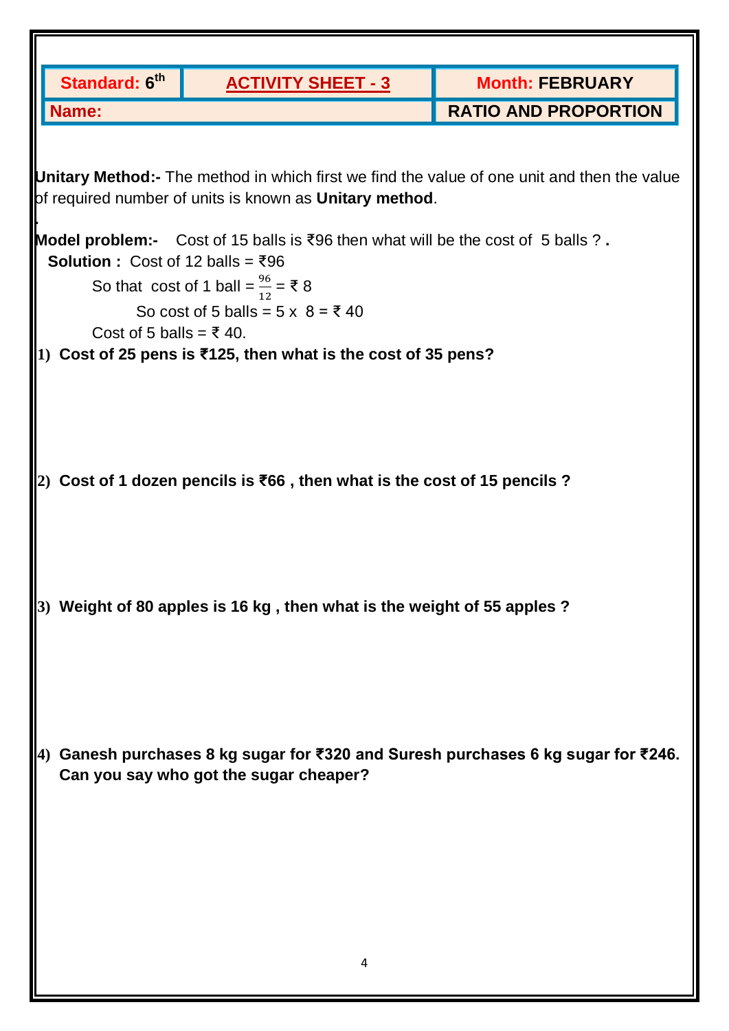| Standard: 6th | ACTIVITY SHEET - 3 | Month: FEBRUARY |
| --- | --- | --- |
| Name: | | RATIO AND PROPORTION |

**Unitary Method:-** The method in which first we find the value of one unit and then the value of required number of units is known as **Unitary method**.

**Model problem:-** Cost of 15 balls is ₹96 then what will be the cost of 5 balls ? **.**

**Solution :** Cost of 12 balls = ₹96

So that cost of 1 ball = $\frac{96}{12}$ = ₹ 8

So cost of 5 balls = 5 x 8 = ₹ 40

Cost of 5 balls = ₹ 40.

1) **Cost of 25 pens is ₹125, then what is the cost of 35 pens?**

2) **Cost of 1 dozen pencils is ₹66 , then what is the cost of 15 pencils ?**

3) **Weight of 80 apples is 16 kg , then what is the weight of 55 apples ?**

4) **Ganesh purchases 8 kg sugar for ₹320 and Suresh purchases 6 kg sugar for ₹246. Can you say who got the sugar cheaper?**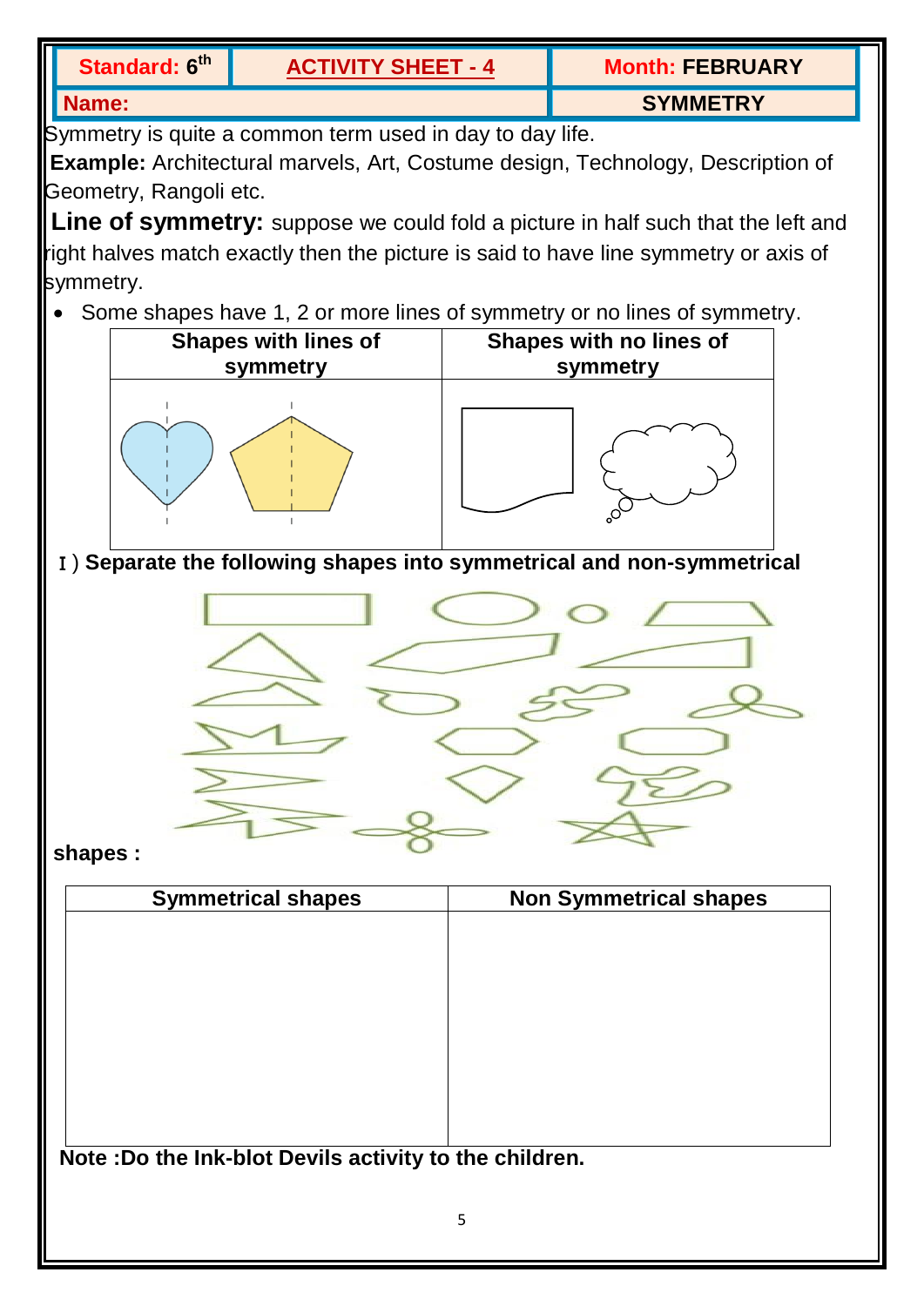| Standard: 6th | ACTIVITY SHEET - 4 | Month: FEBRUARY |
|---|---|---|
| Name: | | SYMMETRY |

Symmetry is quite a common term used in day to day life.

**Example:** Architectural marvels, Art, Costume design, Technology, Description of Geometry, Rangoli etc.

**Line of symmetry:** suppose we could fold a picture in half such that the left and right halves match exactly then the picture is said to have line symmetry or axis of symmetry.

- Some shapes have 1, 2 or more lines of symmetry or no lines of symmetry.

| Shapes with lines of symmetry | Shapes with no lines of symmetry |
|---|---|
| | |

I ) **Separate the following shapes into symmetrical and non-symmetrical shapes :**

| Symmetrical shapes | Non Symmetrical shapes |
|---|---|
| | |

**Note :Do the Ink-blot Devils activity to the children.**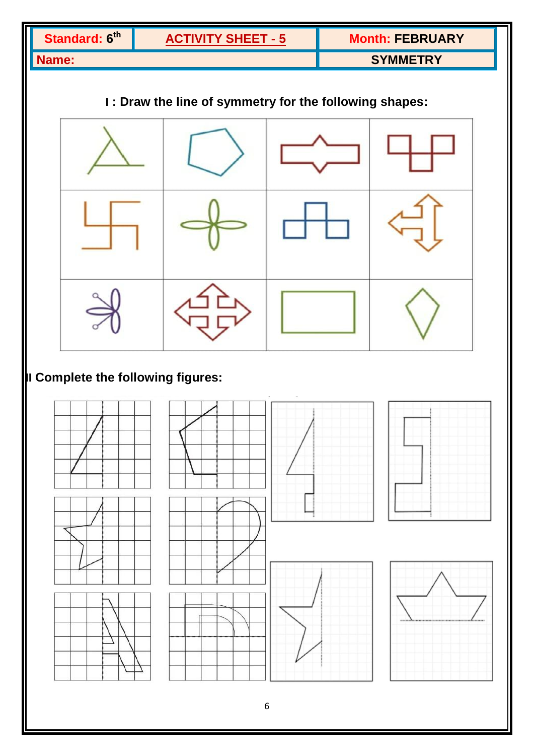| Standard: 6th | ACTIVITY SHEET - 5 | Month: FEBRUARY |
|---|---|---|
| Name: | | SYMMETRY |

**I : Draw the line of symmetry for the following shapes:**

**II Complete the following figures:**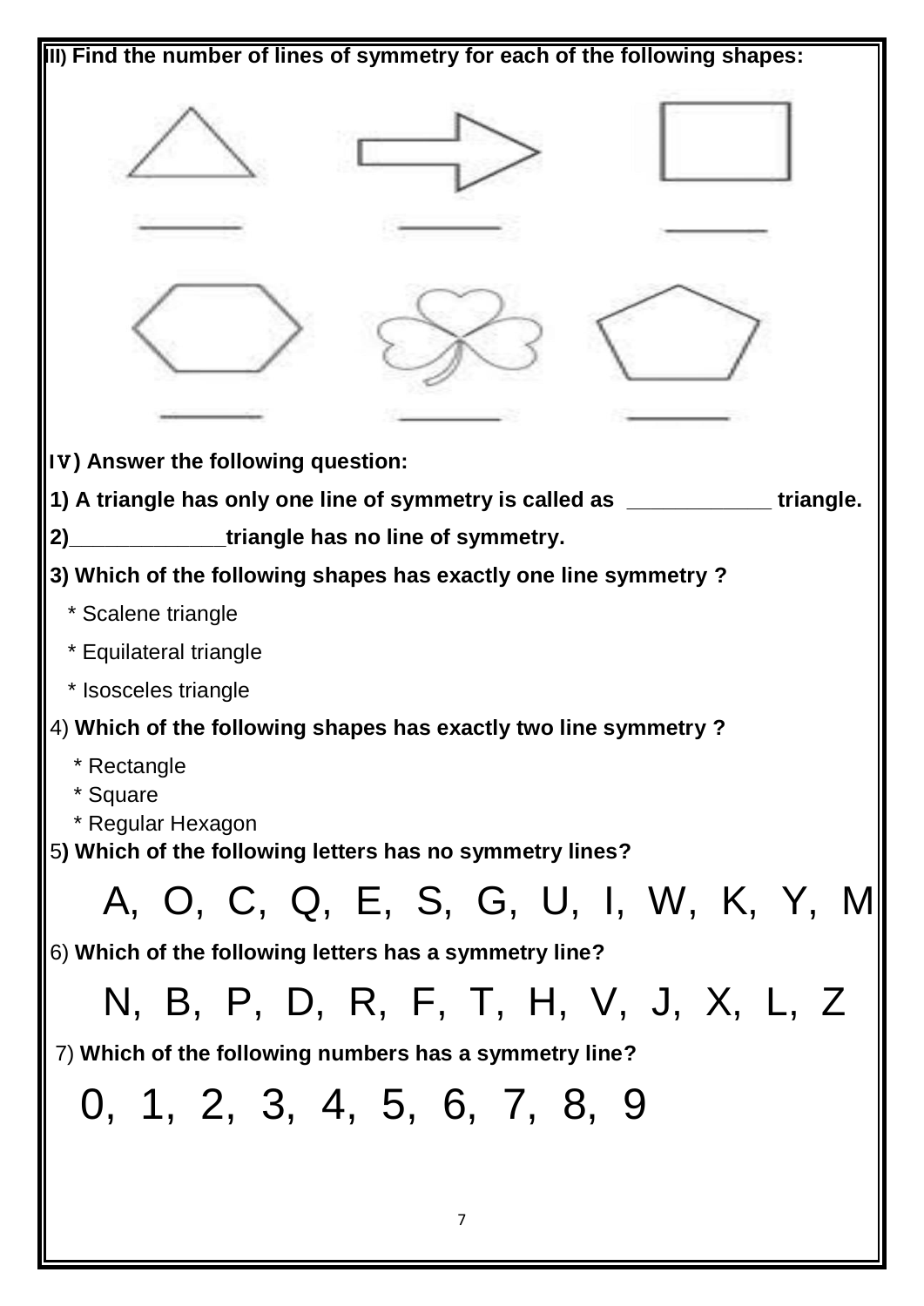**III) Find the number of lines of symmetry for each of the following shapes:**

______ ______ ______

______ ______ ______

**IV) Answer the following question:**

**1) A triangle has only one line of symmetry is called as ____________ triangle.**

**2)_____________triangle has no line of symmetry.**

**3) Which of the following shapes has exactly one line symmetry ?**

* Scalene triangle
* Equilateral triangle
* Isosceles triangle

4) **Which of the following shapes has exactly two line symmetry ?**

* Rectangle
* Square
* Regular Hexagon

5**) Which of the following letters has no symmetry lines?**

A, O, C, Q, E, S, G, U, I, W, K, Y, M

6) **Which of the following letters has a symmetry line?**

N, B, P, D, R, F, T, H, V, J, X, L, Z

7) **Which of the following numbers has a symmetry line?**

0, 1, 2, 3, 4, 5, 6, 7, 8, 9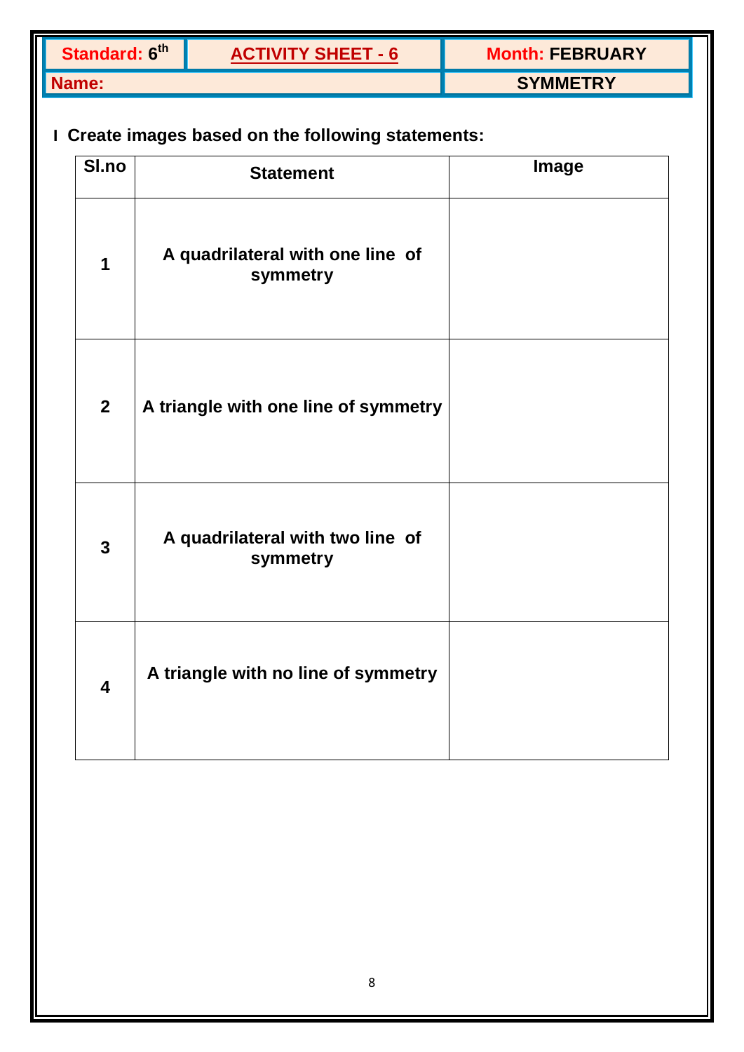| Standard: 6[th] | ACTIVITY SHEET - 6 | Month: FEBRUARY |
| --- | --- | --- |
| Name: | | SYMMETRY |

**I Create images based on the following statements:**

| Sl.no | Statement | Image |
| --- | --- | --- |
| 1 | A quadrilateral with one line of symmetry | |
| 2 | A triangle with one line of symmetry | |
| 3 | A quadrilateral with two line of symmetry | |
| 4 | A triangle with no line of symmetry | |